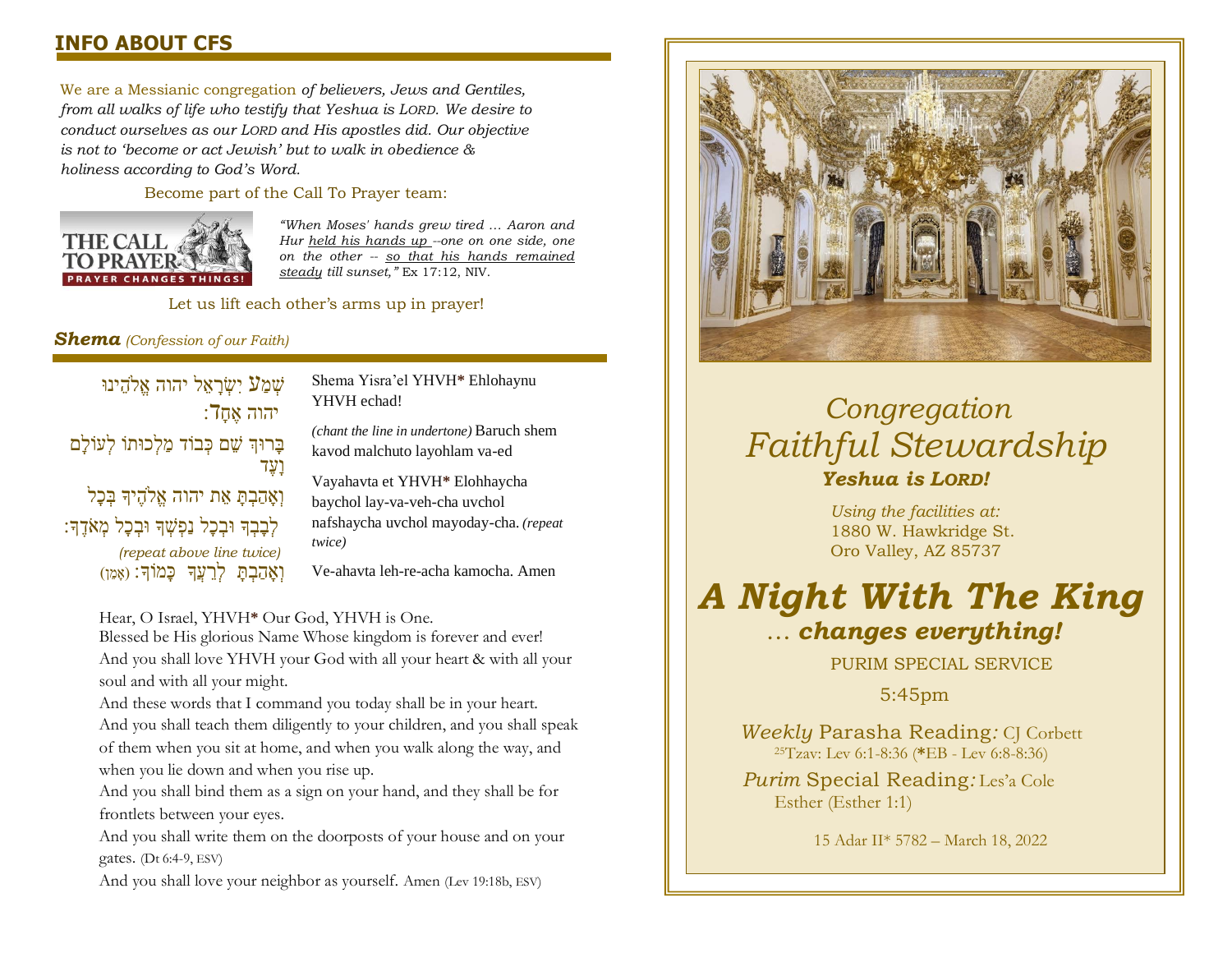## INFO ABOUT CFS

We are a Messianic congregation *of believers, Jews and Gentiles, from all walks of life who testify that Yeshua is LORD. We desire to conduct ourselves as our LORD and His apostles did. Our objective is not to 'become or act Jewish' but to walk in obedience & holiness according to God's Word.*

Become part of the Call To Prayer team:

THE CALL TO PRAYER — PRAYER CHANGES THINGS!

*"When Moses' hands grew tired … Aaron and Hur held his hands up --one on one side, one on the other -- so that his hands remained steady till sunset,"* Ex 17:12, NIV.

Let us lift each other's arms up in prayer!

### *Shema* *(Confession of our Faith)*

שְׁמַע יִשְׂרָאֵל יהוה אֱלֹהֵינוּ יהוה אֶחָד׃

Shema Yisra'el YHVH* Ehlohaynu YHVH echad!

בָּרוּךְ שֵׁם כְּבוֹד מַלְכוּתוֹ לְעוֹלָם וָעֶד

*(chant the line in undertone)* Baruch shem kavod malchuto layohlam va-ed

וְאָהַבְתָּ אֵת יהוה אֱלֹהֶיךָ בְּכָל לְבָבְךָ וּבְכָל נַפְשְׁךָ וּבְכָל מְאֹדֶךָ׃

*(repeat above line twice)*

Vayahavta et YHVH* Elohhaycha baychol lay-va-veh-cha uvchol nafshaycha uvchol mayoday-cha. *(repeat twice)*

וְאָהַבְתָּ לְרֵעֲךָ כָּמוֹךָ׃ (אָמֵן)

Ve-ahavta leh-re-acha kamocha. Amen

Hear, O Israel, YHVH* Our God, YHVH is One.
Blessed be His glorious Name Whose kingdom is forever and ever!
And you shall love YHVH your God with all your heart & with all your soul and with all your might.
And these words that I command you today shall be in your heart.
And you shall teach them diligently to your children, and you shall speak of them when you sit at home, and when you walk along the way, and when you lie down and when you rise up.
And you shall bind them as a sign on your hand, and they shall be for frontlets between your eyes.
And you shall write them on the doorposts of your house and on your gates. (Dt 6:4-9, ESV)
And you shall love your neighbor as yourself. Amen (Lev 19:18b, ESV)

# *Congregation Faithful Stewardship*

### ***Yeshua is LORD!***

*Using the facilities at:*
1880 W. Hawkridge St.
Oro Valley, AZ 85737

# *A Night With The King*

## *… changes everything!*

PURIM SPECIAL SERVICE

5:45pm

*Weekly* Parasha Reading*:* CJ Corbett
[25]Tzav: Lev 6:1-8:36 (*EB - Lev 6:8-8:36)

*Purim* Special Reading*:* Les'a Cole
Esther (Esther 1:1)

15 Adar II* 5782 – March 18, 2022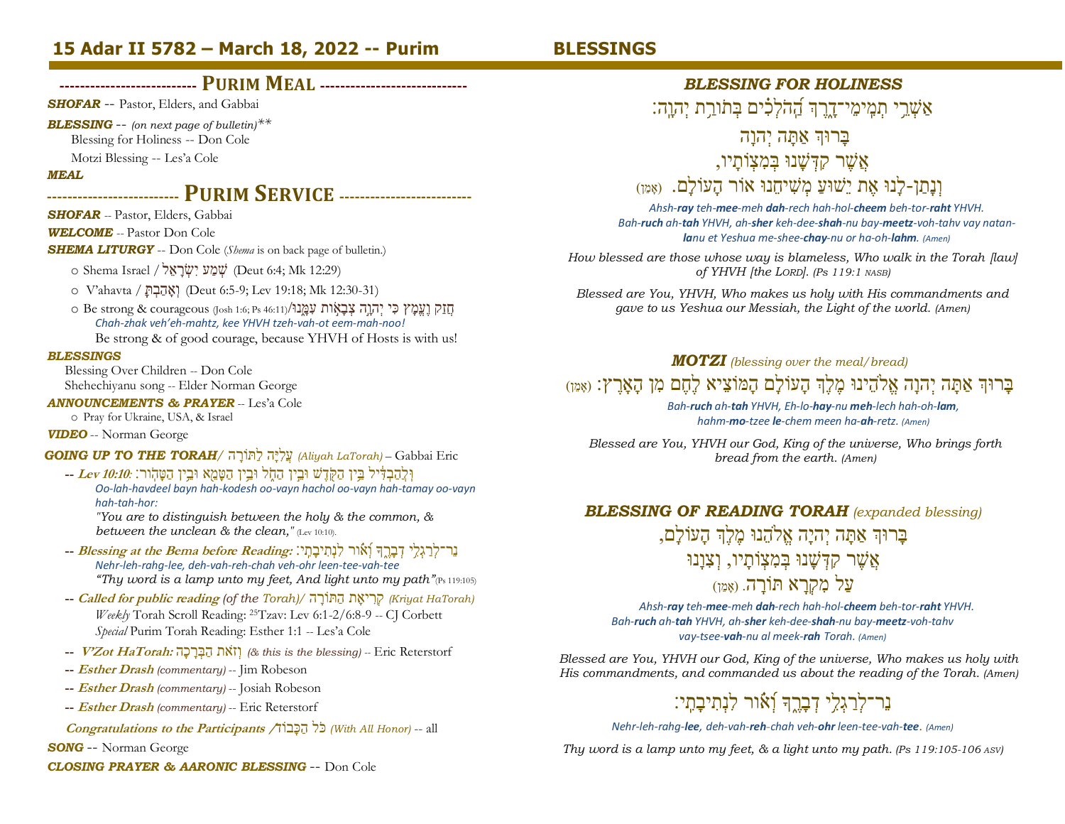## 15 Adar II 5782 – March 18, 2022 -- Purim

### -------------------------- PURIM MEAL ----------------------------

***SHOFAR*** -- Pastor, Elders, and Gabbai

***BLESSING*** -- *(on next page of bulletin)***

Blessing for Holiness -- Don Cole

Motzi Blessing -- Les'a Cole

***MEAL***

### ------------------------- PURIM SERVICE -------------------------

***SHOFAR*** -- Pastor, Elders, Gabbai

***WELCOME*** -- Pastor Don Cole

***SHEMA LITURGY*** -- Don Cole (*Shema* is on back page of bulletin.)

- Shema Israel / שְׁמַע יִשְׂרָאֵל (Deut 6:4; Mk 12:29)
- V'ahavta / וְאָהַבְתָּ (Deut 6:5-9; Lev 19:18; Mk 12:30-31)
- Be strong & courageous (Josh 1:6; Ps 46:11)/חֲזַק וֶאֱמָץ כִּי יְהוָה צְבָאוֹת עִמָּנוּ
  *Chah-zhak veh'eh-mahtz, kee YHVH tzeh-vah-ot eem-mah-noo!*
  Be strong & of good courage, because YHVH of Hosts is with us!

***BLESSINGS***

Blessing Over Children -- Don Cole

Shehechiyanu song -- Elder Norman George

***ANNOUNCEMENTS & PRAYER*** -- Les'a Cole

- Pray for Ukraine, USA, & Israel

***VIDEO*** -- Norman George

***GOING UP TO THE TORAH***/ עֲלִיָּה לַתּוֹרָה *(Aliyah LaTorah)* – Gabbai Eric

-- ***Lev 10:10:*** וּלְהַבְדִּיל בֵּין הַקֹּדֶשׁ וּבֵין הַחֹל וּבֵין הַטָּמֵא וּבֵין הַטָּהוֹר׃
*Oo-lah-havdeel bayn hah-kodesh oo-vayn hachol oo-vayn hah-tamay oo-vayn hah-tah-hor:*
*"You are to distinguish between the holy & the common, & between the unclean & the clean,"* (Lev 10:10).

-- ***Blessing at the Bema before Reading:*** נֵר־לְרַגְלִי דְבָרֶךָ וְאוֹר לִנְתִיבָתִי׃
*Nehr-leh-rahg-lee, deh-vah-reh-chah veh-ohr leen-tee-vah-tee*
*"Thy word is a lamp unto my feet, And light unto my path"*(Ps 119:105)

-- ***Called for public reading*** *(of the Torah)*/ קְרִיאַת הַתּוֹרָה *(Kriyat HaTorah)*
*Weekly* Torah Scroll Reading: [25]Tzav: Lev 6:1-2/6:8-9 -- CJ Corbett
*Special* Purim Torah Reading: Esther 1:1 -- Les'a Cole

-- ***V'Zot HaTorah:*** וְזֹאת הַבְּרָכָה *(& this is the blessing)* -- Eric Reterstorf

-- ***Esther Drash*** *(commentary)* -- Jim Robeson

-- ***Esther Drash*** *(commentary)* -- Josiah Robeson

-- ***Esther Drash*** *(commentary)* -- Eric Reterstorf

***Congratulations to the Participants*** /כֹּל הַכָּבוֹד *(With All Honor)* -- all

***SONG*** -- Norman George

***CLOSING PRAYER & AARONIC BLESSING*** -- Don Cole

## BLESSINGS

### *BLESSING FOR HOLINESS*

אַשְׁרֵי תְמִימֵי־דָרֶךְ הַהֹלְכִים בְּתוֹרַת יְהוָה׃
בָּרוּךְ אַתָּה יְהוָה
אֲשֶׁר קִדְּשָׁנוּ בְּמִצְוֹתָיו,
וְנָתַן-לָנוּ אֶת יֵשׁוּעַ מְשִׁיחֵנוּ אוֹר הָעוֹלָם. (אָמֵן)

*Ahsh-**ray** teh-**mee**-meh **dah**-rech hah-hol-**cheem** beh-tor-**raht** YHVH.*
*Bah-**ruch** ah-**tah** YHVH, ah-**sher** keh-dee-**shah**-nu bay-**meetz**-voh-tahv vay natan-**la**nu et Yeshua me-shee-**chay**-nu or ha-oh-**lahm**. (Amen)*

*How blessed are those whose way is blameless, Who walk in the Torah [law] of YHVH [the LORD]. (Ps 119:1 NASB)*

*Blessed are You, YHVH, Who makes us holy with His commandments and gave to us Yeshua our Messiah, the Light of the world. (Amen)*

### *MOTZI (blessing over the meal/bread)*

בָּרוּךְ אַתָּה יְהוָה אֱלֹהֵינוּ מֶלֶךְ הָעוֹלָם הַמּוֹצִיא לֶחֶם מִן הָאָרֶץ: (אָמֵן)

*Bah-**ruch** ah-**tah** YHVH, Eh-lo-**hay**-nu **meh**-lech hah-oh-**lam**,*
*hahm-**mo**-tzee **le**-chem meen ha-**ah**-retz. (Amen)*

*Blessed are You, YHVH our God, King of the universe, Who brings forth bread from the earth. (Amen)*

### *BLESSING OF READING TORAH (expanded blessing)*

בָּרוּךְ אַתָּה יְהוָה אֱלֹהֵנוּ מֶלֶךְ הָעוֹלָם,
אֲשֶׁר קִדְּשָׁנוּ בְּמִצְוֹתָיו, וְצִוָּנוּ
עַל מִקְרָא תּוֹרָה. (אָמֵן)

*Ahsh-**ray** teh-**mee**-meh **dah**-rech hah-hol-**cheem** beh-tor-**raht** YHVH.*
*Bah-**ruch** ah-**tah** YHVH, ah-**sher** keh-dee-**shah**-nu bay-**meetz**-voh-tahv vay-tsee-**vah**-nu al meek-**rah** Torah. (Amen)*

*Blessed are You, YHVH our God, King of the universe, Who makes us holy with His commandments, and commanded us about the reading of the Torah. (Amen)*

נֵר־לְרַגְלִי דְבָרֶךָ וְאוֹר לִנְתִיבָתִי׃

*Nehr-leh-rahg-**lee**, deh-vah-**reh**-chah veh-**ohr** leen-tee-vah-**tee**. (Amen)*

*Thy word is a lamp unto my feet, & a light unto my path. (Ps 119:105-106 ASV)*